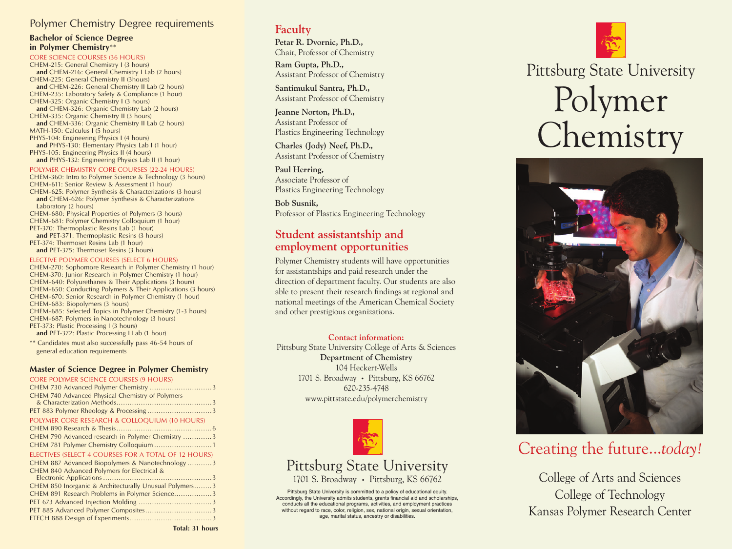## Polymer Chemistry Degree requirements

### Bachelor of Science Degree in Polymer Chemistry**

CORE SCIENCE COURSES (36 HOURS)

CHEM-215: General Chemistry I (3 hours)
**and** CHEM-216: General Chemistry I Lab (2 hours)
CHEM-225: General Chemistry II (3hours)
**and** CHEM-226: General Chemistry II Lab (2 hours)
CHEM-235: Laboratory Safety & Compliance (1 hour)
CHEM-325: Organic Chemistry I (3 hours)
**and** CHEM-326: Organic Chemistry Lab (2 hours)
CHEM-335: Organic Chemistry II (3 hours)
**and** CHEM-336: Organic Chemistry II Lab (2 hours)
MATH-150: Calculus I (5 hours)
PHYS-104: Engineering Physics I (4 hours)
**and** PHYS-130: Elementary Physics Lab I (1 hour)
PHYS-105: Engineering Physics II (4 hours)
**and** PHYS-132: Engineering Physics Lab II (1 hour)

POLYMER CHEMISTRY CORE COURSES (22-24 HOURS)

CHEM-360: Intro to Polymer Science & Technology (3 hours)
CHEM-611: Senior Review & Assessment (1 hour)
CHEM-625: Polymer Synthesis & Characterizations (3 hours)
**and** CHEM-626: Polymer Synthesis & Characterizations Laboratory (2 hours)
CHEM-680: Physical Properties of Polymers (3 hours)
CHEM-681: Polymer Chemistry Colloquium (1 hour)
PET-370: Thermoplastic Resins Lab (1 hour)
**and** PET-371: Thermoplastic Resins (3 hours)
PET-374: Thermoset Resins Lab (1 hour)
**and** PET-375: Thermoset Resins (3 hours)

ELECTIVE POLYMER COURSES (SELECT 6 HOURS)

CHEM-270: Sophomore Research in Polymer Chemistry (1 hour)
CHEM-370: Junior Research in Polymer Chemistry (1 hour)
CHEM-640: Polyurethanes & Their Applications (3 hours)
CHEM-650: Conducting Polymers & Their Applications (3 hours)
CHEM-670: Senior Research in Polymer Chemistry (1 hour)
CHEM-683: Biopolymers (3 hours)
CHEM-685: Selected Topics in Polymer Chemistry (1-3 hours)
CHEM-687: Polymers in Nanotechnology (3 hours)
PET-373: Plastic Processing I (3 hours)
**and** PET-372: Plastic Processing I Lab (1 hour)

** Candidates must also successfully pass 46-54 hours of general education requirements

### Master of Science Degree in Polymer Chemistry

CORE POLYMER SCIENCE COURSES (9 HOURS)

| Course | Hours |
|---|---|
| CHEM 730 Advanced Polymer Chemistry | 3 |
| CHEM 740 Advanced Physical Chemistry of Polymers & Characterization Methods | 3 |
| PET 883 Polymer Rheology & Processing | 3 |

POLYMER CORE RESEARCH & COLLOQUIUM (10 HOURS)

| Course | Hours |
|---|---|
| CHEM 890 Research & Thesis | 6 |
| CHEM 790 Advanced research in Polymer Chemistry | 3 |
| CHEM 781 Polymer Chemistry Colloquium | 1 |

ELECTIVES (SELECT 4 COURSES FOR A TOTAL OF 12 HOURS)

| Course | Hours |
|---|---|
| CHEM 887 Advanced Biopolymers & Nanotechnology | 3 |
| CHEM 840 Advanced Polymers for Electrical & Electronic Applications | 3 |
| CHEM 850 Inorganic & Architecturally Unusual Polymers | 3 |
| CHEM 891 Research Problems in Polymer Science | 3 |
| PET 673 Advanced Injection Molding | 3 |
| PET 885 Advanced Polymer Composites | 3 |
| ETECH 888 Design of Experiments | 3 |

**Total: 31 hours**

## Faculty

**Petar R. Dvornic, Ph.D.,**
Chair, Professor of Chemistry

**Ram Gupta, Ph.D.,**
Assistant Professor of Chemistry

**Santimukul Santra, Ph.D.,**
Assistant Professor of Chemistry

**Jeanne Norton, Ph.D.,**
Assistant Professor of Plastics Engineering Technology

**Charles (Jody) Neef, Ph.D.,**
Assistant Professor of Chemistry

**Paul Herring,**
Associate Professor of Plastics Engineering Technology

**Bob Susnik,**
Professor of Plastics Engineering Technology

## Student assistantship and employment opportunities

Polymer Chemistry students will have opportunities for assistantships and paid research under the direction of department faculty. Our students are also able to present their research findings at regional and national meetings of the American Chemical Society and other prestigious organizations.

**Contact information:**

Pittsburg State University College of Arts & Sciences
**Department of Chemistry**
104 Heckert-Wells
1701 S. Broadway • Pittsburg, KS 66762
620-235-4748
www.pittstate.edu/polymerchemistry

Pittsburg State University
1701 S. Broadway • Pittsburg, KS 66762

Pittsburg State University is committed to a policy of educational equity. Accordingly, the University admits students, grants financial aid and scholarships, conducts all the educational programs, activities, and employment practices without regard to race, color, religion, sex, national origin, sexual orientation, age, marital status, ancestry or disabilities.

# Pittsburg State University Polymer Chemistry

Creating the future...*today!*

College of Arts and Sciences
College of Technology
Kansas Polymer Research Center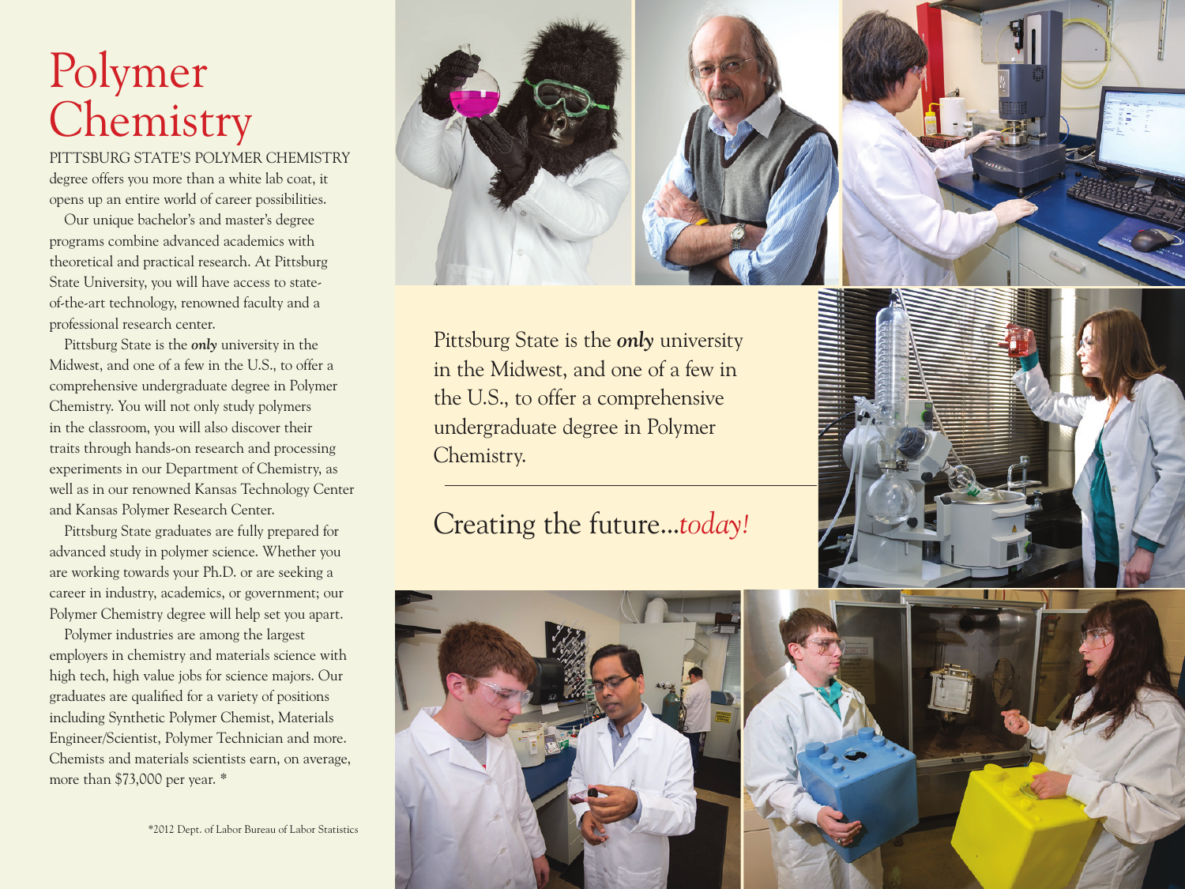# Polymer Chemistry

PITTSBURG STATE'S POLYMER CHEMISTRY degree offers you more than a white lab coat, it opens up an entire world of career possibilities.

Our unique bachelor's and master's degree programs combine advanced academics with theoretical and practical research. At Pittsburg State University, you will have access to state-of-the-art technology, renowned faculty and a professional research center.

Pittsburg State is the ***only*** university in the Midwest, and one of a few in the U.S., to offer a comprehensive undergraduate degree in Polymer Chemistry. You will not only study polymers in the classroom, you will also discover their traits through hands-on research and processing experiments in our Department of Chemistry, as well as in our renowned Kansas Technology Center and Kansas Polymer Research Center.

Pittsburg State graduates are fully prepared for advanced study in polymer science. Whether you are working towards your Ph.D. or are seeking a career in industry, academics, or government; our Polymer Chemistry degree will help set you apart.

Polymer industries are among the largest employers in chemistry and materials science with high tech, high value jobs for science majors. Our graduates are qualified for a variety of positions including Synthetic Polymer Chemist, Materials Engineer/Scientist, Polymer Technician and more. Chemists and materials scientists earn, on average, more than $73,000 per year. *

*2012 Dept. of Labor Bureau of Labor Statistics

Pittsburg State is the ***only*** university in the Midwest, and one of a few in the U.S., to offer a comprehensive undergraduate degree in Polymer Chemistry.

---

Creating the future...*today!*